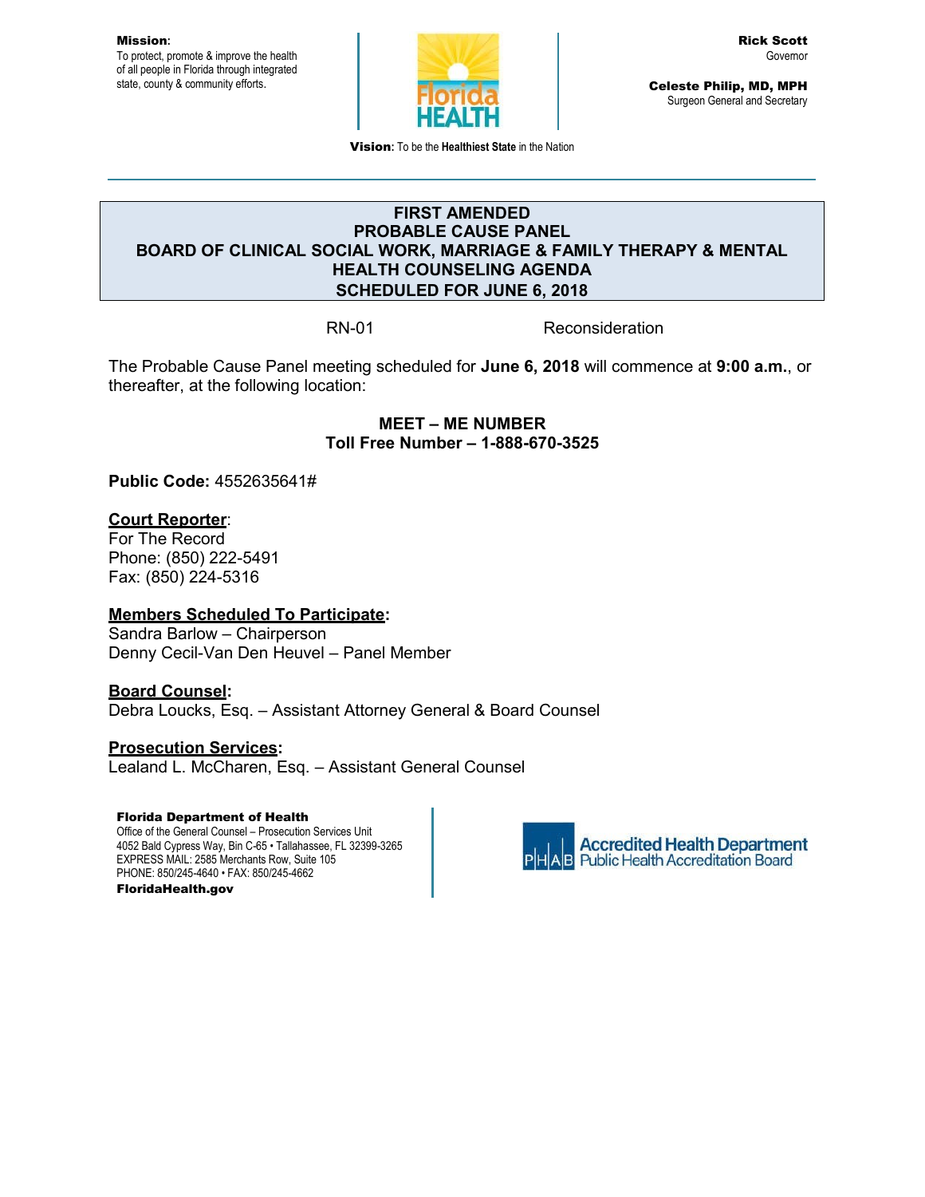**Mission**:
To protect, promote & improve the health of all people in Florida through integrated state, county & community efforts.

**Rick Scott**
Governor

**Celeste Philip, MD, MPH**
Surgeon General and Secretary

**Vision:** To be the **Healthiest State** in the Nation

## FIRST AMENDED
## PROBABLE CAUSE PANEL
## BOARD OF CLINICAL SOCIAL WORK, MARRIAGE & FAMILY THERAPY & MENTAL HEALTH COUNSELING AGENDA
## SCHEDULED FOR JUNE 6, 2018

RN-01 Reconsideration

The Probable Cause Panel meeting scheduled for **June 6, 2018** will commence at **9:00 a.m.**, or thereafter, at the following location:

**MEET – ME NUMBER**
**Toll Free Number – 1-888-670-3525**

**Public Code:** 4552635641#

**Court Reporter**:
For The Record
Phone: (850) 222-5491
Fax: (850) 224-5316

**Members Scheduled To Participate:**
Sandra Barlow – Chairperson
Denny Cecil-Van Den Heuvel – Panel Member

**Board Counsel:**
Debra Loucks, Esq. – Assistant Attorney General & Board Counsel

**Prosecution Services:**
Lealand L. McCharen, Esq. – Assistant General Counsel

**Florida Department of Health**
Office of the General Counsel – Prosecution Services Unit
4052 Bald Cypress Way, Bin C-65 • Tallahassee, FL 32399-3265
EXPRESS MAIL: 2585 Merchants Row, Suite 105
PHONE: 850/245-4640 • FAX: 850/245-4662
**FloridaHealth.gov**

Accredited Health Department
Public Health Accreditation Board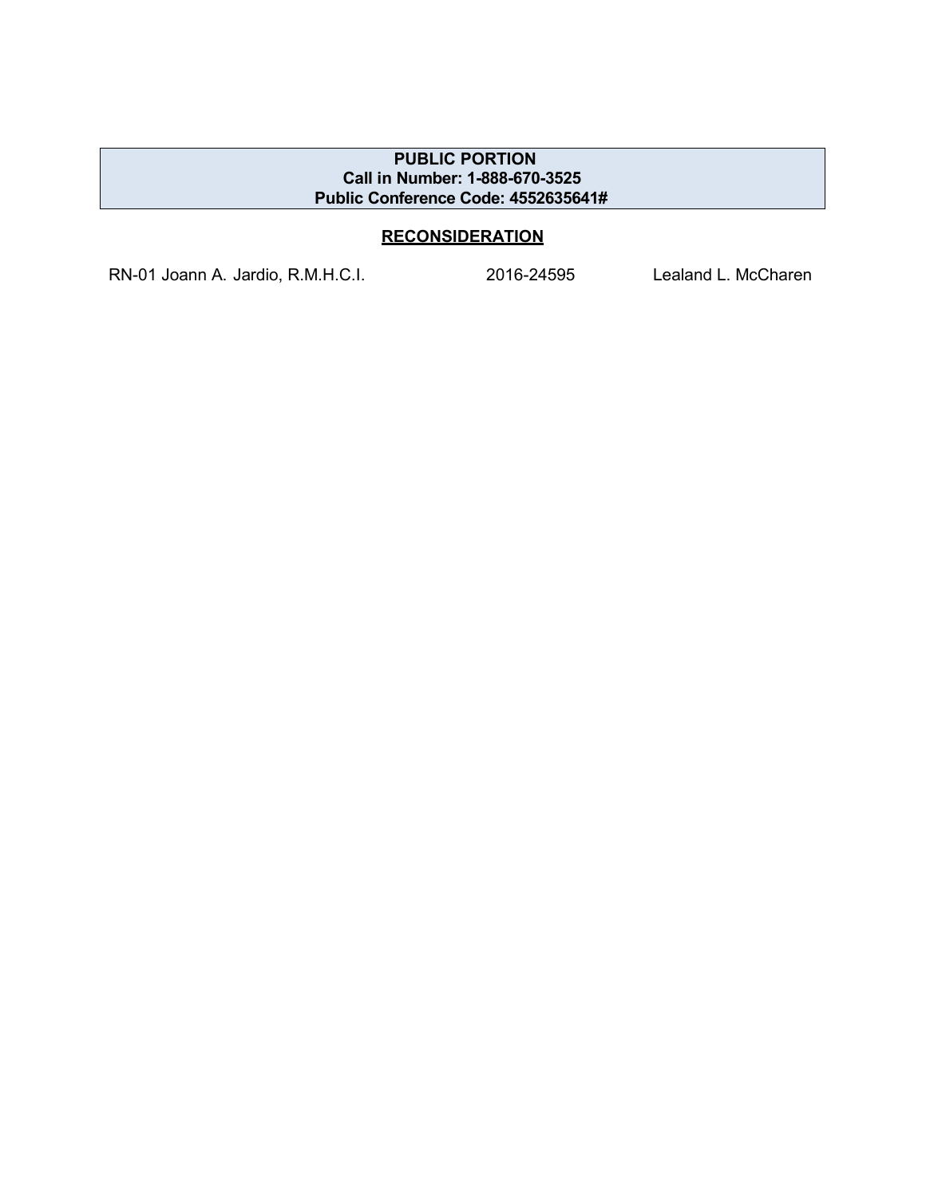**PUBLIC PORTION**
**Call in Number: 1-888-670-3525**
**Public Conference Code: 4552635641#**

## RECONSIDERATION

| | | |
|---|---|---|
| RN-01 Joann A. Jardio, R.M.H.C.I. | 2016-24595 | Lealand L. McCharen |